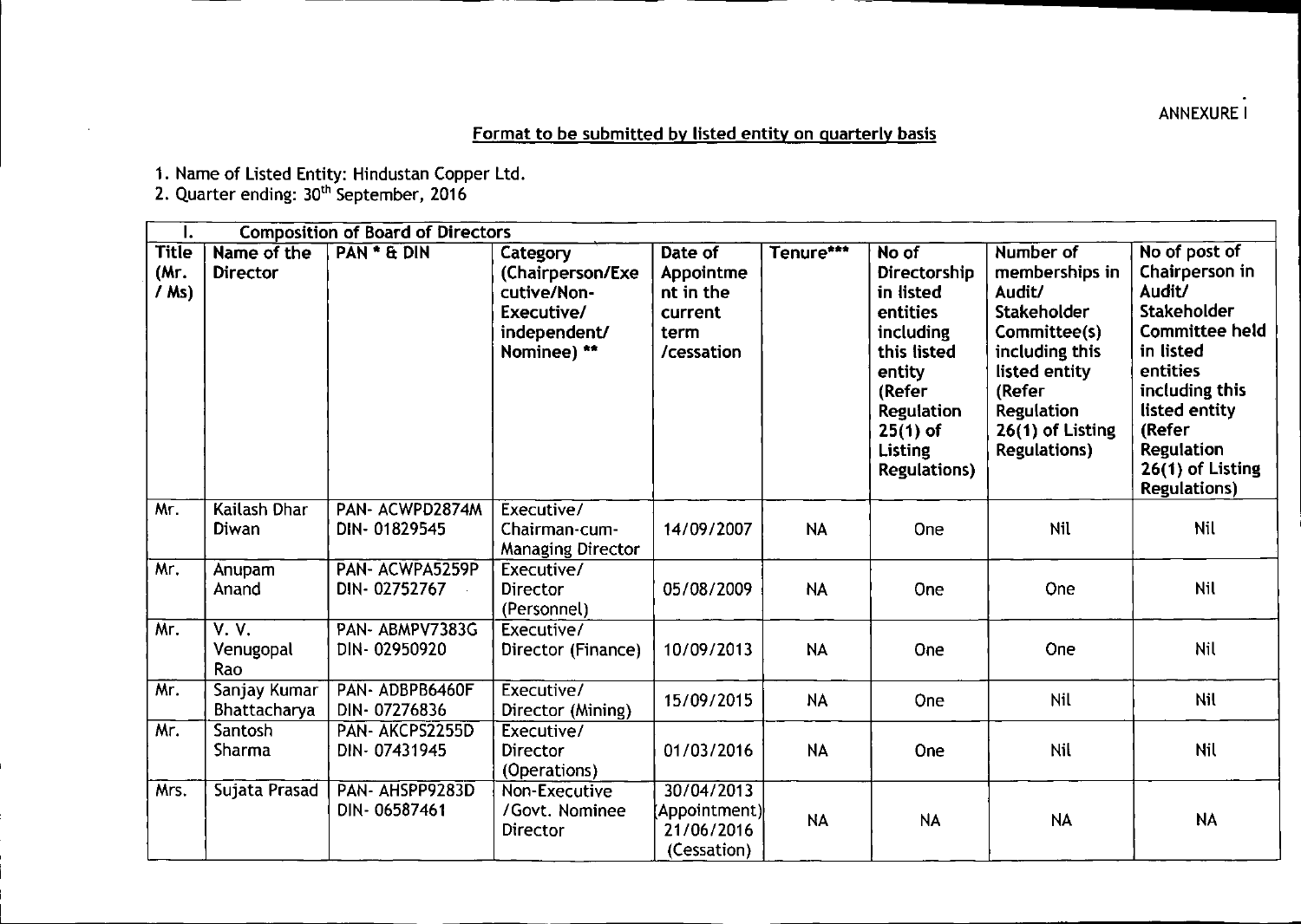ANNEXURE I

## Format to be submitted by listed entity on quarterly basis

1. Name of Listed Entity: Hindustan Copper Ltd.
2. Quarter ending: 30th September, 2016

| I. | Composition of Board of Directors | | | | | | | |
|---|---|---|---|---|---|---|---|---|
| Title (Mr. / Ms) | Name of the Director | PAN * & DIN | Category (Chairperson/Executive/Non-Executive/ independent/ Nominee) ** | Date of Appointment in the current term /cessation | Tenure*** | No of Directorship in listed entities including this listed entity (Refer Regulation 25(1) of Listing Regulations) | Number of memberships in Audit/ Stakeholder Committee(s) including this listed entity (Refer Regulation 26(1) of Listing Regulations) | No of post of Chairperson in Audit/ Stakeholder Committee held in listed entities including this listed entity (Refer Regulation 26(1) of Listing Regulations) |
| Mr. | Kailash Dhar Diwan | PAN- ACWPD2874M DIN- 01829545 | Executive/ Chairman-cum-Managing Director | 14/09/2007 | NA | One | Nil | Nil |
| Mr. | Anupam Anand | PAN- ACWPA5259P DIN- 02752767 | Executive/ Director (Personnel) | 05/08/2009 | NA | One | One | Nil |
| Mr. | V. V. Venugopal Rao | PAN- ABMPV7383G DIN- 02950920 | Executive/ Director (Finance) | 10/09/2013 | NA | One | One | Nil |
| Mr. | Sanjay Kumar Bhattacharya | PAN- ADBPB6460F DIN- 07276836 | Executive/ Director (Mining) | 15/09/2015 | NA | One | Nil | Nil |
| Mr. | Santosh Sharma | PAN- AKCPS2255D DIN- 07431945 | Executive/ Director (Operations) | 01/03/2016 | NA | One | Nil | Nil |
| Mrs. | Sujata Prasad | PAN- AHSPP9283D DIN- 06587461 | Non-Executive /Govt. Nominee Director | 30/04/2013 (Appointment) 21/06/2016 (Cessation) | NA | NA | NA | NA |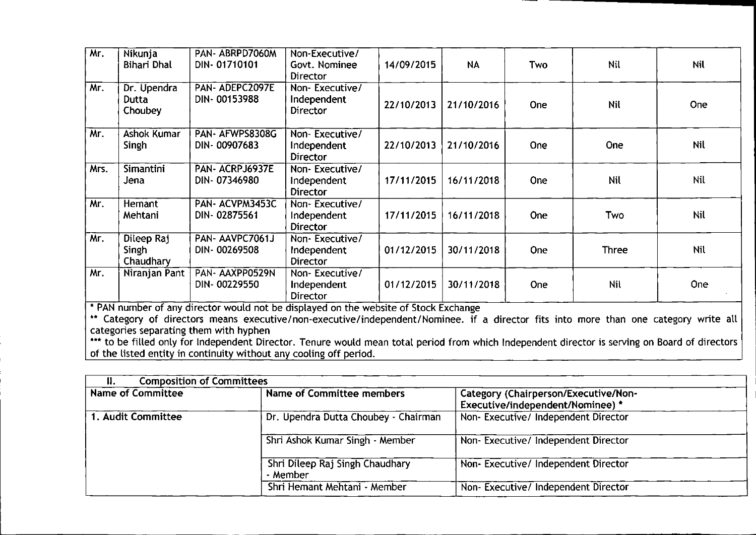| | | | | | | | | |
|---|---|---|---|---|---|---|---|---|
| Mr. | Nikunja Bihari Dhal | PAN- ABRPD7060M DIN- 01710101 | Non-Executive/ Govt. Nominee Director | 14/09/2015 | NA | Two | Nil | Nil |
| Mr. | Dr. Upendra Dutta Choubey | PAN- ADEPC2097E DIN- 00153988 | Non- Executive/ Independent Director | 22/10/2013 | 21/10/2016 | One | Nil | One |
| Mr. | Ashok Kumar Singh | PAN- AFWPS8308G DIN- 00907683 | Non- Executive/ Independent Director | 22/10/2013 | 21/10/2016 | One | One | Nil |
| Mrs. | Simantini Jena | PAN- ACRPJ6937E DIN- 07346980 | Non- Executive/ Independent Director | 17/11/2015 | 16/11/2018 | One | Nil | Nil |
| Mr. | Hemant Mehtani | PAN- ACVPM3453C DIN- 02875561 | Non- Executive/ Independent Director | 17/11/2015 | 16/11/2018 | One | Two | Nil |
| Mr. | Dileep Raj Singh Chaudhary | PAN- AAVPC7061J DIN- 00269508 | Non- Executive/ Independent Director | 01/12/2015 | 30/11/2018 | One | Three | Nil |
| Mr. | Niranjan Pant | PAN- AAXPP0529N DIN- 00229550 | Non- Executive/ Independent Director | 01/12/2015 | 30/11/2018 | One | Nil | One |

* PAN number of any director would not be displayed on the website of Stock Exchange

** Category of directors means executive/non-executive/independent/Nominee. if a director fits into more than one category write all categories separating them with hyphen

*** to be filled only for Independent Director. Tenure would mean total period from which Independent director is serving on Board of directors of the listed entity in continuity without any cooling off period.

| II. Composition of Committees | | |
|---|---|---|
| **Name of Committee** | **Name of Committee members** | **Category (Chairperson/Executive/Non-Executive/independent/Nominee) *** |
| 1. Audit Committee | Dr. Upendra Dutta Choubey - Chairman | Non- Executive/ Independent Director |
| | Shri Ashok Kumar Singh - Member | Non- Executive/ Independent Director |
| | Shri Dileep Raj Singh Chaudhary - Member | Non- Executive/ Independent Director |
| | Shri Hemant Mehtani - Member | Non- Executive/ Independent Director |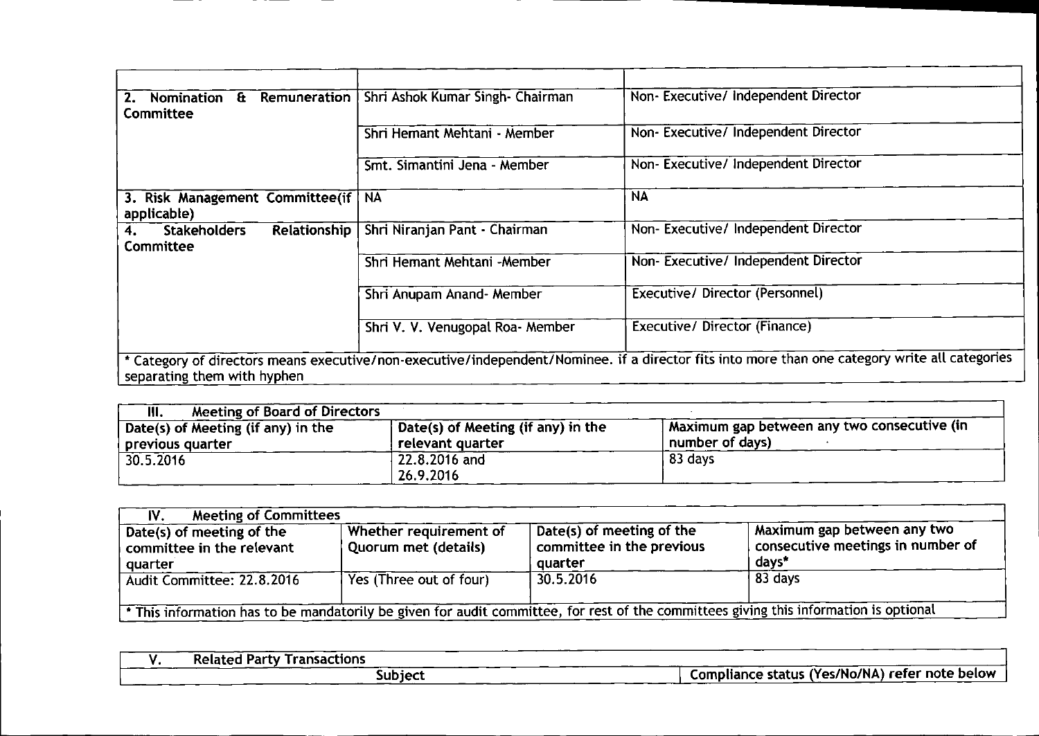| | | |
|---|---|---|
| 2. Nomination & Remuneration Committee | Shri Ashok Kumar Singh- Chairman | Non- Executive/ Independent Director |
| | Shri Hemant Mehtani - Member | Non- Executive/ Independent Director |
| | Smt. Simantini Jena - Member | Non- Executive/ Independent Director |
| 3. Risk Management Committee(if applicable) | NA | NA |
| 4. Stakeholders Relationship Committee | Shri Niranjan Pant - Chairman | Non- Executive/ Independent Director |
| | Shri Hemant Mehtani -Member | Non- Executive/ Independent Director |
| | Shri Anupam Anand- Member | Executive/ Director (Personnel) |
| | Shri V. V. Venugopal Roa- Member | Executive/ Director (Finance) |

* Category of directors means executive/non-executive/independent/Nominee. if a director fits into more than one category write all categories separating them with hyphen

| III. Meeting of Board of Directors | | |
|---|---|---|
| Date(s) of Meeting (if any) in the previous quarter | Date(s) of Meeting (if any) in the relevant quarter | Maximum gap between any two consecutive (in number of days) |
| 30.5.2016 | 22.8.2016 and 26.9.2016 | 83 days |

| IV. Meeting of Committees | | | |
|---|---|---|---|
| Date(s) of meeting of the committee in the relevant quarter | Whether requirement of Quorum met (details) | Date(s) of meeting of the committee in the previous quarter | Maximum gap between any two consecutive meetings in number of days* |
| Audit Committee: 22.8.2016 | Yes (Three out of four) | 30.5.2016 | 83 days |

* This information has to be mandatorily be given for audit committee, for rest of the committees giving this information is optional

| V. Related Party Transactions | |
|---|---|
| Subject | Compliance status (Yes/No/NA) refer note below |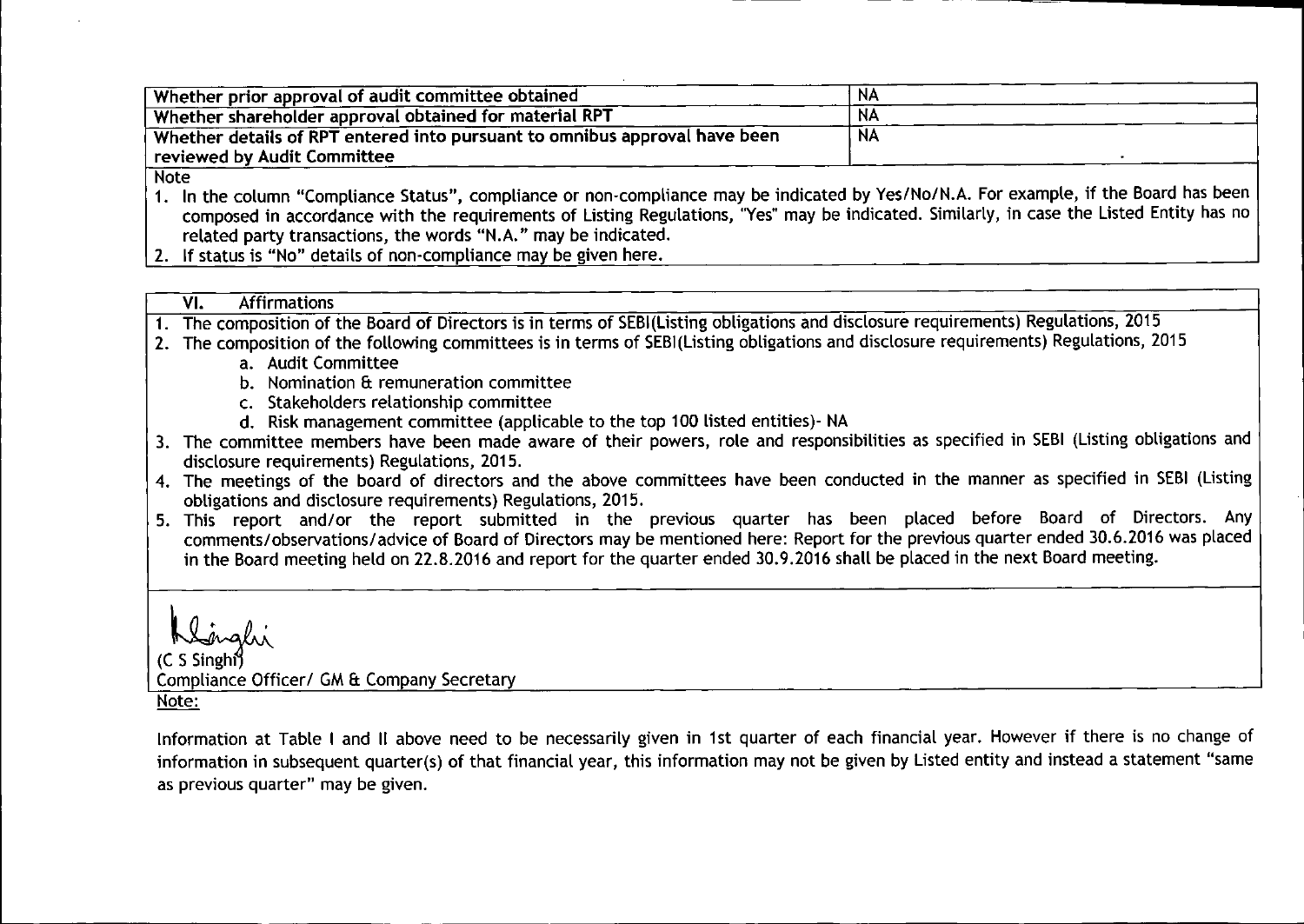| Whether prior approval of audit committee obtained | NA |
|---|---|
| Whether shareholder approval obtained for material RPT | NA |
| Whether details of RPT entered into pursuant to omnibus approval have been reviewed by Audit Committee | NA |

Note

1. In the column "Compliance Status", compliance or non-compliance may be indicated by Yes/No/N.A. For example, if the Board has been composed in accordance with the requirements of Listing Regulations, "Yes" may be indicated. Similarly, in case the Listed Entity has no related party transactions, the words "N.A." may be indicated.
2. If status is "No" details of non-compliance may be given here.

**VI. Affirmations**

1. The composition of the Board of Directors is in terms of SEBI(Listing obligations and disclosure requirements) Regulations, 2015
2. The composition of the following committees is in terms of SEBI(Listing obligations and disclosure requirements) Regulations, 2015
   a. Audit Committee
   b. Nomination & remuneration committee
   c. Stakeholders relationship committee
   d. Risk management committee (applicable to the top 100 listed entities)- NA
3. The committee members have been made aware of their powers, role and responsibilities as specified in SEBI (Listing obligations and disclosure requirements) Regulations, 2015.
4. The meetings of the board of directors and the above committees have been conducted in the manner as specified in SEBI (Listing obligations and disclosure requirements) Regulations, 2015.
5. This report and/or the report submitted in the previous quarter has been placed before Board of Directors. Any comments/observations/advice of Board of Directors may be mentioned here: Report for the previous quarter ended 30.6.2016 was placed in the Board meeting held on 22.8.2016 and report for the quarter ended 30.9.2016 shall be placed in the next Board meeting.

(C S Singhi)
Compliance Officer/ GM & Company Secretary

Note:

Information at Table I and II above need to be necessarily given in 1st quarter of each financial year. However if there is no change of information in subsequent quarter(s) of that financial year, this information may not be given by Listed entity and instead a statement "same as previous quarter" may be given.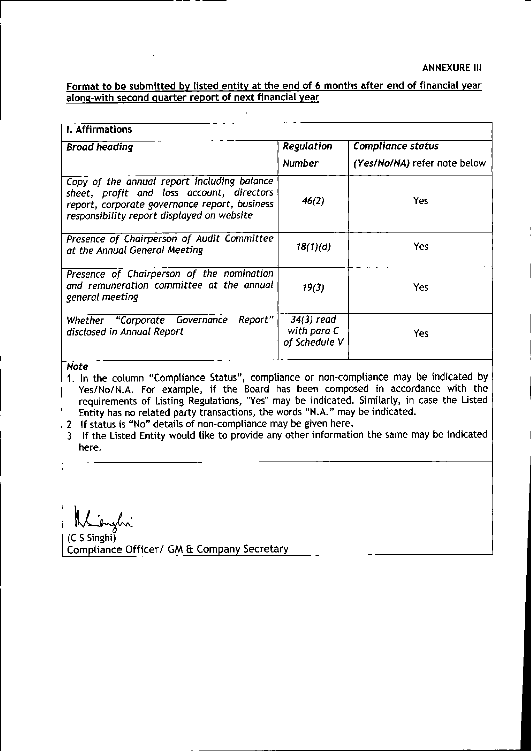**ANNEXURE III**

**Format to be submitted by listed entity at the end of 6 months after end of financial year along-with second quarter report of next financial year**

**I. Affirmations**

| *Broad heading* | *Regulation Number* | *Compliance status (Yes/No/NA) refer note below* |
|---|---|---|
| *Copy of the annual report including balance sheet, profit and loss account, directors report, corporate governance report, business responsibility report displayed on website* | *46(2)* | Yes |
| *Presence of Chairperson of Audit Committee at the Annual General Meeting* | *18(1)(d)* | Yes |
| *Presence of Chairperson of the nomination and remuneration committee at the annual general meeting* | *19(3)* | Yes |
| *Whether "Corporate Governance Report" disclosed in Annual Report* | *34(3) read with para C of Schedule V* | Yes |

***Note***

1. In the column "Compliance Status", compliance or non-compliance may be indicated by Yes/No/N.A. For example, if the Board has been composed in accordance with the requirements of Listing Regulations, "Yes" may be indicated. Similarly, in case the Listed Entity has no related party transactions, the words "N.A." may be indicated.
2. If status is "No" details of non-compliance may be given here.
3. If the Listed Entity would like to provide any other information the same may be indicated here.

(C S Singhi)
Compliance Officer/ GM & Company Secretary